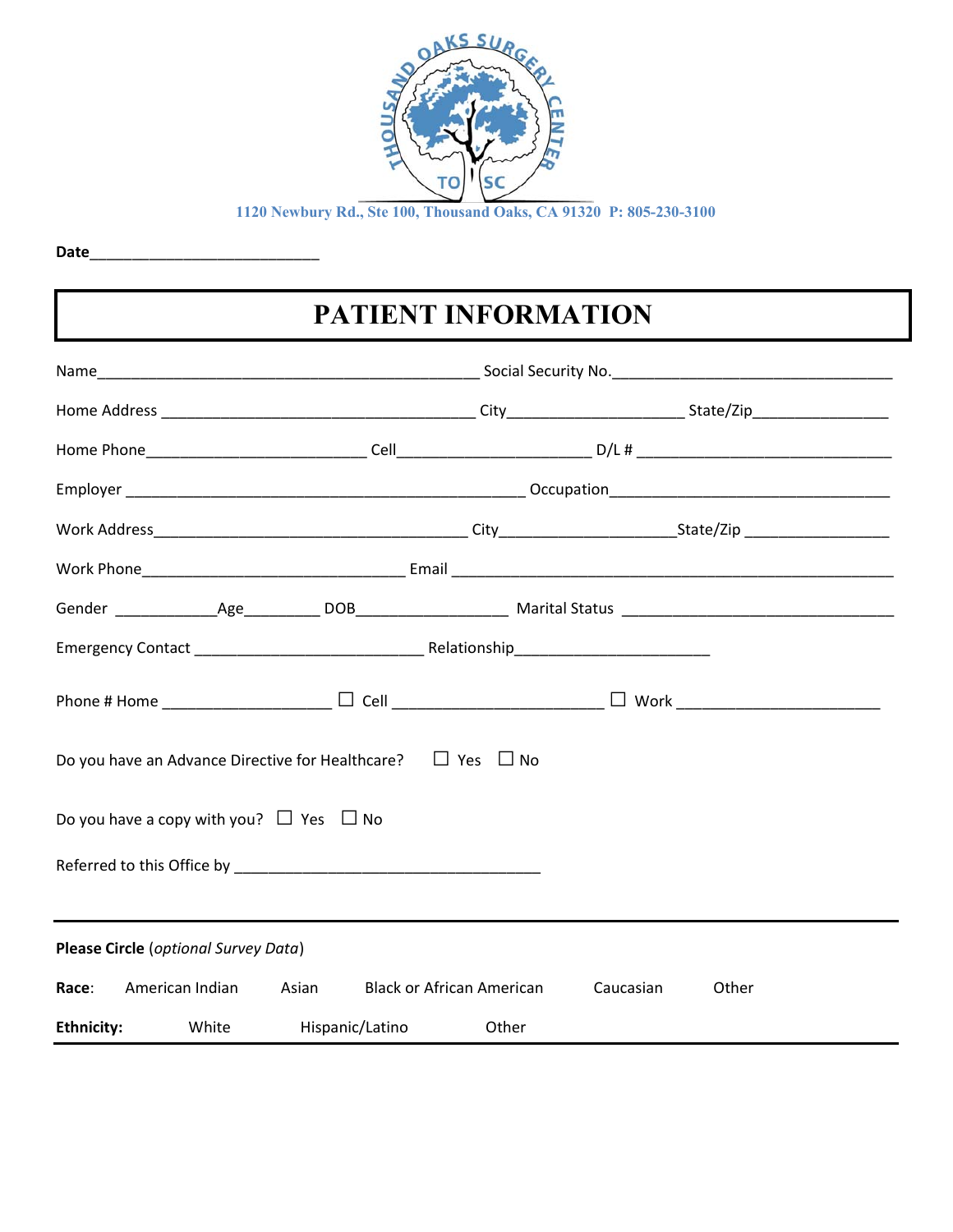THOUSAND OAKS SURGERY CENTER

TO SC

1120 Newbury Rd., Ste 100, Thousand Oaks, CA 91320 P: 805-230-3100

**Date**___________________________

# PATIENT INFORMATION

Name_____________________________________________ Social Security No._________________________________

Home Address _____________________________________ City____________________ State/Zip_______________

Home Phone_________________________ Cell______________________ D/L # ______________________________

Employer ______________________________________________ Occupation________________________________

Work Address____________________________________ City____________________State/Zip ________________

Work Phone______________________________ Email ___________________________________________________

Gender ___________Age_________ DOB_________________ Marital Status _______________________________

Emergency Contact __________________________ Relationship______________________

Phone # Home ___________________ ☐ Cell ________________________ ☐ Work _______________________

Do you have an Advance Directive for Healthcare? ☐ Yes ☐ No

Do you have a copy with you? ☐ Yes ☐ No

Referred to this Office by ___________________________________

---

**Please Circle** (*optional Survey Data*)

**Race**: American Indian Asian Black or African American Caucasian Other

**Ethnicity:** White Hispanic/Latino Other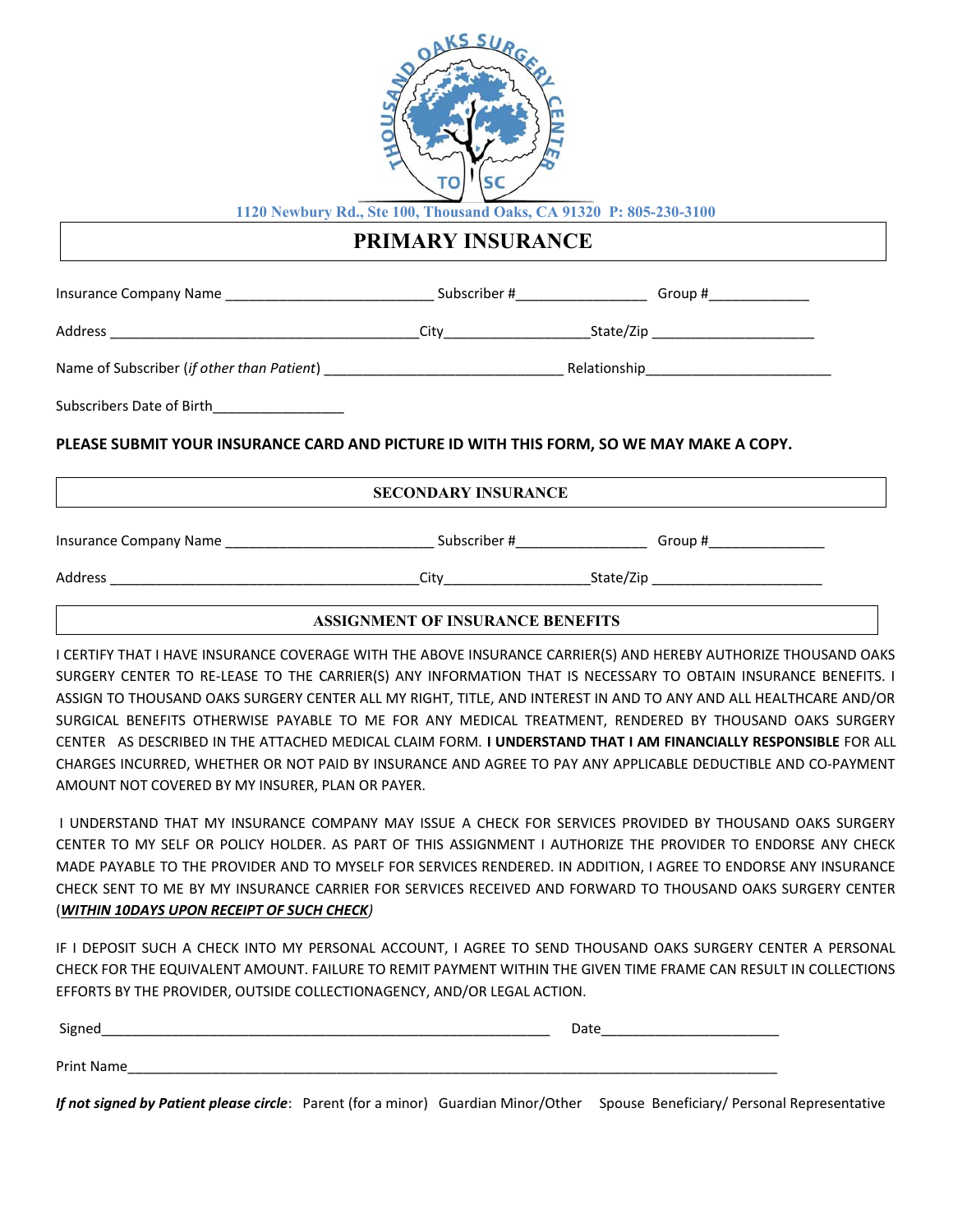1120 Newbury Rd., Ste 100, Thousand Oaks, CA 91320 P: 805-230-3100

## PRIMARY INSURANCE

Insurance Company Name ___________________________ Subscriber #_________________ Group #_____________

Address ________________________________________City__________________State/Zip _____________________

Name of Subscriber (*if other than Patient*) _______________________________ Relationship________________________

Subscribers Date of Birth_________________

**PLEASE SUBMIT YOUR INSURANCE CARD AND PICTURE ID WITH THIS FORM, SO WE MAY MAKE A COPY.**

## SECONDARY INSURANCE

Insurance Company Name ___________________________ Subscriber #_________________ Group #_______________

Address ________________________________________City__________________State/Zip ______________________

## ASSIGNMENT OF INSURANCE BENEFITS

I CERTIFY THAT I HAVE INSURANCE COVERAGE WITH THE ABOVE INSURANCE CARRIER(S) AND HEREBY AUTHORIZE THOUSAND OAKS SURGERY CENTER TO RE-LEASE TO THE CARRIER(S) ANY INFORMATION THAT IS NECESSARY TO OBTAIN INSURANCE BENEFITS. I ASSIGN TO THOUSAND OAKS SURGERY CENTER ALL MY RIGHT, TITLE, AND INTEREST IN AND TO ANY AND ALL HEALTHCARE AND/OR SURGICAL BENEFITS OTHERWISE PAYABLE TO ME FOR ANY MEDICAL TREATMENT, RENDERED BY THOUSAND OAKS SURGERY CENTER AS DESCRIBED IN THE ATTACHED MEDICAL CLAIM FORM. **I UNDERSTAND THAT I AM FINANCIALLY RESPONSIBLE** FOR ALL CHARGES INCURRED, WHETHER OR NOT PAID BY INSURANCE AND AGREE TO PAY ANY APPLICABLE DEDUCTIBLE AND CO-PAYMENT AMOUNT NOT COVERED BY MY INSURER, PLAN OR PAYER.

I UNDERSTAND THAT MY INSURANCE COMPANY MAY ISSUE A CHECK FOR SERVICES PROVIDED BY THOUSAND OAKS SURGERY CENTER TO MY SELF OR POLICY HOLDER. AS PART OF THIS ASSIGNMENT I AUTHORIZE THE PROVIDER TO ENDORSE ANY CHECK MADE PAYABLE TO THE PROVIDER AND TO MYSELF FOR SERVICES RENDERED. IN ADDITION, I AGREE TO ENDORSE ANY INSURANCE CHECK SENT TO ME BY MY INSURANCE CARRIER FOR SERVICES RECEIVED AND FORWARD TO THOUSAND OAKS SURGERY CENTER (***WITHIN 10DAYS UPON RECEIPT OF SUCH CHECK***)

IF I DEPOSIT SUCH A CHECK INTO MY PERSONAL ACCOUNT, I AGREE TO SEND THOUSAND OAKS SURGERY CENTER A PERSONAL CHECK FOR THE EQUIVALENT AMOUNT. FAILURE TO REMIT PAYMENT WITHIN THE GIVEN TIME FRAME CAN RESULT IN COLLECTIONS EFFORTS BY THE PROVIDER, OUTSIDE COLLECTIONAGENCY, AND/OR LEGAL ACTION.

Signed____________________________________________________________ Date_______________________

Print Name___________________________________________________________________________________________

***If not signed by Patient please circle***: Parent (for a minor) Guardian Minor/Other Spouse Beneficiary/ Personal Representative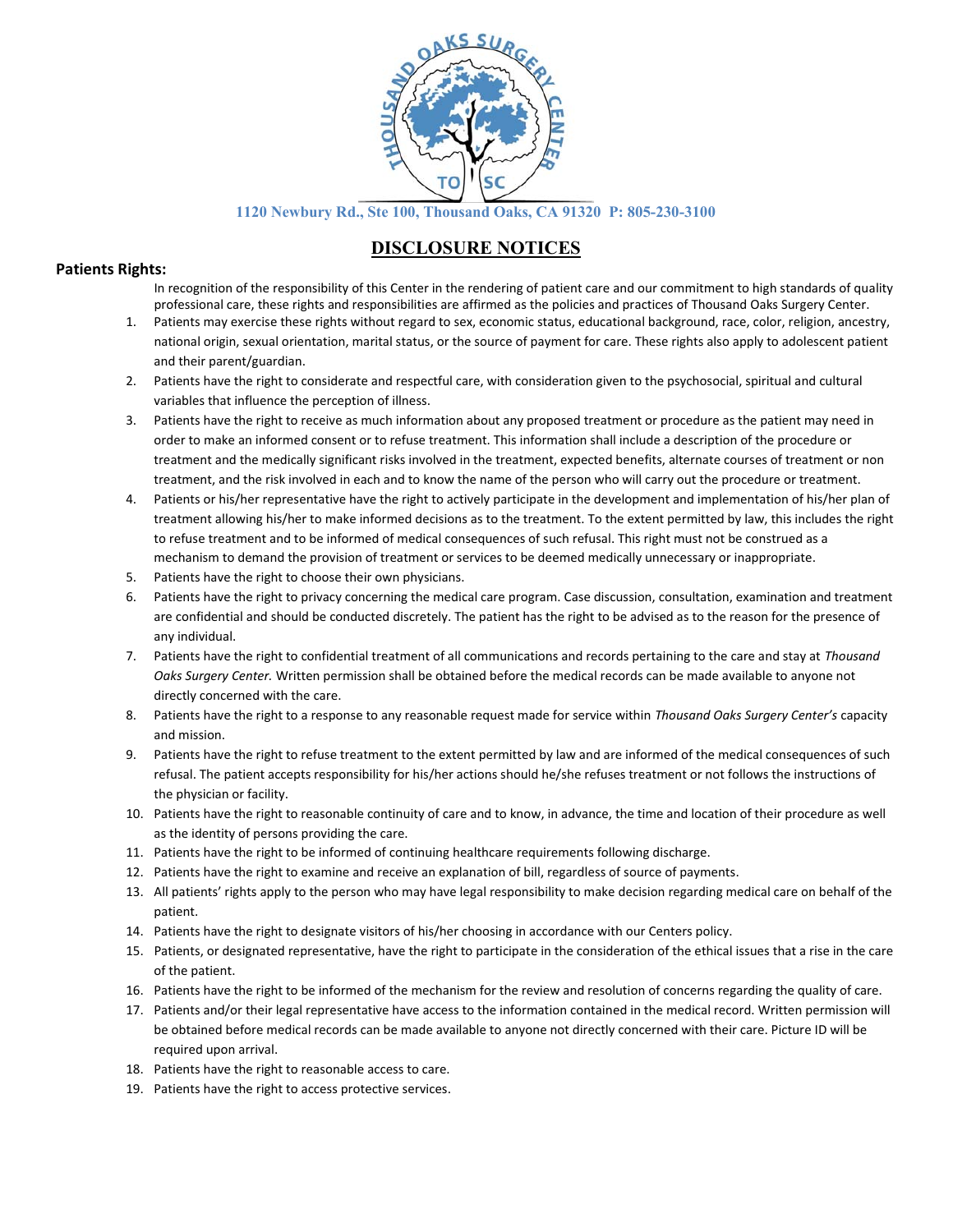1120 Newbury Rd., Ste 100, Thousand Oaks, CA 91320 P: 805-230-3100

# DISCLOSURE NOTICES

## Patients Rights:

In recognition of the responsibility of this Center in the rendering of patient care and our commitment to high standards of quality professional care, these rights and responsibilities are affirmed as the policies and practices of Thousand Oaks Surgery Center.

1. Patients may exercise these rights without regard to sex, economic status, educational background, race, color, religion, ancestry, national origin, sexual orientation, marital status, or the source of payment for care. These rights also apply to adolescent patient and their parent/guardian.
2. Patients have the right to considerate and respectful care, with consideration given to the psychosocial, spiritual and cultural variables that influence the perception of illness.
3. Patients have the right to receive as much information about any proposed treatment or procedure as the patient may need in order to make an informed consent or to refuse treatment. This information shall include a description of the procedure or treatment and the medically significant risks involved in the treatment, expected benefits, alternate courses of treatment or non treatment, and the risk involved in each and to know the name of the person who will carry out the procedure or treatment.
4. Patients or his/her representative have the right to actively participate in the development and implementation of his/her plan of treatment allowing his/her to make informed decisions as to the treatment. To the extent permitted by law, this includes the right to refuse treatment and to be informed of medical consequences of such refusal. This right must not be construed as a mechanism to demand the provision of treatment or services to be deemed medically unnecessary or inappropriate.
5. Patients have the right to choose their own physicians.
6. Patients have the right to privacy concerning the medical care program. Case discussion, consultation, examination and treatment are confidential and should be conducted discretely. The patient has the right to be advised as to the reason for the presence of any individual.
7. Patients have the right to confidential treatment of all communications and records pertaining to the care and stay at *Thousand Oaks Surgery Center.* Written permission shall be obtained before the medical records can be made available to anyone not directly concerned with the care.
8. Patients have the right to a response to any reasonable request made for service within *Thousand Oaks Surgery Center's* capacity and mission.
9. Patients have the right to refuse treatment to the extent permitted by law and are informed of the medical consequences of such refusal. The patient accepts responsibility for his/her actions should he/she refuses treatment or not follows the instructions of the physician or facility.
10. Patients have the right to reasonable continuity of care and to know, in advance, the time and location of their procedure as well as the identity of persons providing the care.
11. Patients have the right to be informed of continuing healthcare requirements following discharge.
12. Patients have the right to examine and receive an explanation of bill, regardless of source of payments.
13. All patients' rights apply to the person who may have legal responsibility to make decision regarding medical care on behalf of the patient.
14. Patients have the right to designate visitors of his/her choosing in accordance with our Centers policy.
15. Patients, or designated representative, have the right to participate in the consideration of the ethical issues that a rise in the care of the patient.
16. Patients have the right to be informed of the mechanism for the review and resolution of concerns regarding the quality of care.
17. Patients and/or their legal representative have access to the information contained in the medical record. Written permission will be obtained before medical records can be made available to anyone not directly concerned with their care. Picture ID will be required upon arrival.
18. Patients have the right to reasonable access to care.
19. Patients have the right to access protective services.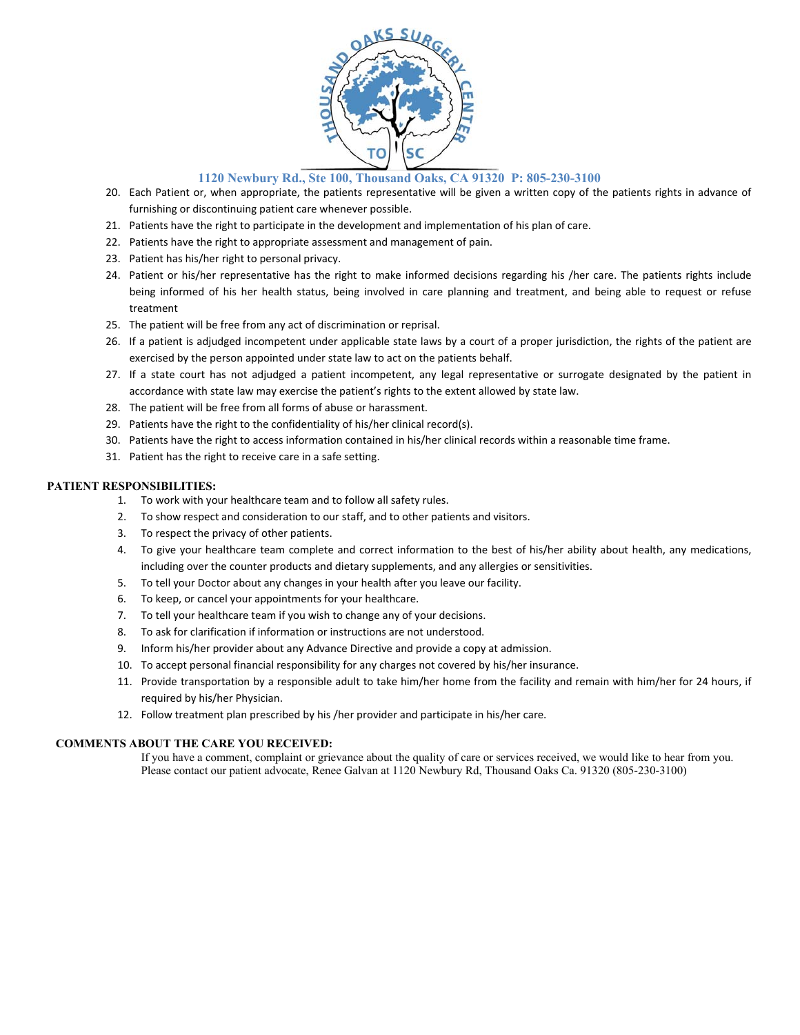1120 Newbury Rd., Ste 100, Thousand Oaks, CA 91320 P: 805-230-3100

20. Each Patient or, when appropriate, the patients representative will be given a written copy of the patients rights in advance of furnishing or discontinuing patient care whenever possible.
21. Patients have the right to participate in the development and implementation of his plan of care.
22. Patients have the right to appropriate assessment and management of pain.
23. Patient has his/her right to personal privacy.
24. Patient or his/her representative has the right to make informed decisions regarding his /her care. The patients rights include being informed of his her health status, being involved in care planning and treatment, and being able to request or refuse treatment
25. The patient will be free from any act of discrimination or reprisal.
26. If a patient is adjudged incompetent under applicable state laws by a court of a proper jurisdiction, the rights of the patient are exercised by the person appointed under state law to act on the patients behalf.
27. If a state court has not adjudged a patient incompetent, any legal representative or surrogate designated by the patient in accordance with state law may exercise the patient's rights to the extent allowed by state law.
28. The patient will be free from all forms of abuse or harassment.
29. Patients have the right to the confidentiality of his/her clinical record(s).
30. Patients have the right to access information contained in his/her clinical records within a reasonable time frame.
31. Patient has the right to receive care in a safe setting.

**PATIENT RESPONSIBILITIES:**

1. To work with your healthcare team and to follow all safety rules.
2. To show respect and consideration to our staff, and to other patients and visitors.
3. To respect the privacy of other patients.
4. To give your healthcare team complete and correct information to the best of his/her ability about health, any medications, including over the counter products and dietary supplements, and any allergies or sensitivities.
5. To tell your Doctor about any changes in your health after you leave our facility.
6. To keep, or cancel your appointments for your healthcare.
7. To tell your healthcare team if you wish to change any of your decisions.
8. To ask for clarification if information or instructions are not understood.
9. Inform his/her provider about any Advance Directive and provide a copy at admission.
10. To accept personal financial responsibility for any charges not covered by his/her insurance.
11. Provide transportation by a responsible adult to take him/her home from the facility and remain with him/her for 24 hours, if required by his/her Physician.
12. Follow treatment plan prescribed by his /her provider and participate in his/her care.

**COMMENTS ABOUT THE CARE YOU RECEIVED:**

If you have a comment, complaint or grievance about the quality of care or services received, we would like to hear from you. Please contact our patient advocate, Renee Galvan at 1120 Newbury Rd, Thousand Oaks Ca. 91320 (805-230-3100)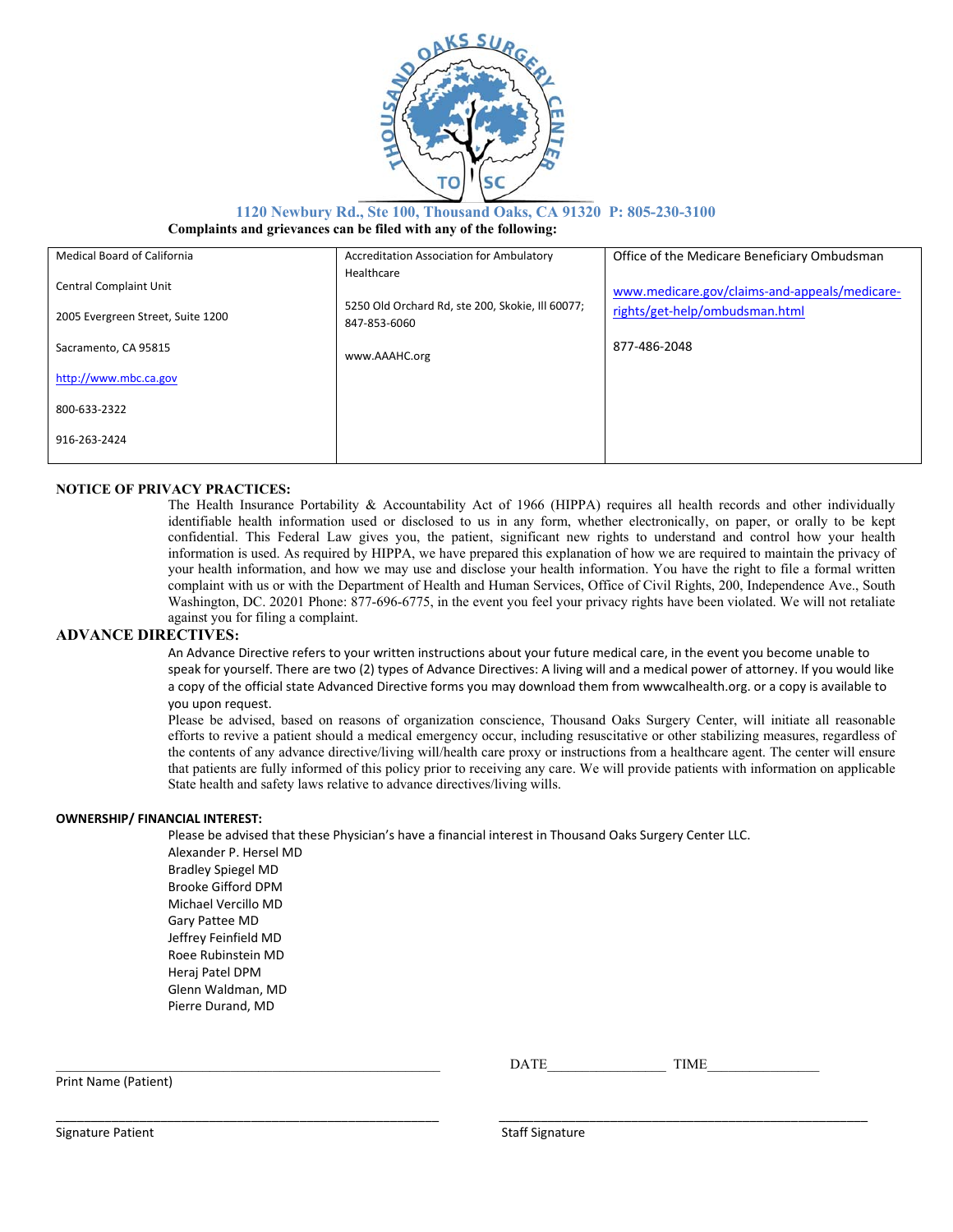1120 Newbury Rd., Ste 100, Thousand Oaks, CA 91320 P: 805-230-3100

**Complaints and grievances can be filed with any of the following:**

| Medical Board of California | Accreditation Association for Ambulatory Healthcare | Office of the Medicare Beneficiary Ombudsman |
|---|---|---|
| Central Complaint Unit<br>2005 Evergreen Street, Suite 1200<br>Sacramento, CA 95815<br>http://www.mbc.ca.gov<br>800-633-2322<br>916-263-2424 | 5250 Old Orchard Rd, ste 200, Skokie, Ill 60077; 847-853-6060<br>www.AAAHC.org | www.medicare.gov/claims-and-appeals/medicare-rights/get-help/ombudsman.html<br>877-486-2048 |

## NOTICE OF PRIVACY PRACTICES:

The Health Insurance Portability & Accountability Act of 1966 (HIPPA) requires all health records and other individually identifiable health information used or disclosed to us in any form, whether electronically, on paper, or orally to be kept confidential. This Federal Law gives you, the patient, significant new rights to understand and control how your health information is used. As required by HIPPA, we have prepared this explanation of how we are required to maintain the privacy of your health information, and how we may use and disclose your health information. You have the right to file a formal written complaint with us or with the Department of Health and Human Services, Office of Civil Rights, 200, Independence Ave., South Washington, DC. 20201 Phone: 877-696-6775, in the event you feel your privacy rights have been violated. We will not retaliate against you for filing a complaint.

## ADVANCE DIRECTIVES:

An Advance Directive refers to your written instructions about your future medical care, in the event you become unable to speak for yourself. There are two (2) types of Advance Directives: A living will and a medical power of attorney. If you would like a copy of the official state Advanced Directive forms you may download them from wwwcalhealth.org. or a copy is available to you upon request.

Please be advised, based on reasons of organization conscience, Thousand Oaks Surgery Center, will initiate all reasonable efforts to revive a patient should a medical emergency occur, including resuscitative or other stabilizing measures, regardless of the contents of any advance directive/living will/health care proxy or instructions from a healthcare agent. The center will ensure that patients are fully informed of this policy prior to receiving any care. We will provide patients with information on applicable State health and safety laws relative to advance directives/living wills.

## OWNERSHIP/ FINANCIAL INTEREST:

Please be advised that these Physician's have a financial interest in Thousand Oaks Surgery Center LLC.

Alexander P. Hersel MD
Bradley Spiegel MD
Brooke Gifford DPM
Michael Vercillo MD
Gary Pattee MD
Jeffrey Feinfield MD
Roee Rubinstein MD
Heraj Patel DPM
Glenn Waldman, MD
Pierre Durand, MD

\_\_\_\_\_\_\_\_\_\_\_\_\_\_\_\_\_\_\_\_\_\_\_\_\_\_\_\_\_\_\_\_\_\_\_\_\_\_\_\_ DATE\_\_\_\_\_\_\_\_\_\_\_\_\_\_ TIME\_\_\_\_\_\_\_\_\_\_\_\_\_\_

Print Name (Patient)

\_\_\_\_\_\_\_\_\_\_\_\_\_\_\_\_\_\_\_\_\_\_\_\_\_\_\_\_\_\_\_\_\_\_\_\_\_\_\_\_ \_\_\_\_\_\_\_\_\_\_\_\_\_\_\_\_\_\_\_\_\_\_\_\_\_\_\_\_\_\_\_\_\_\_\_\_\_\_\_\_

Signature Patient Staff Signature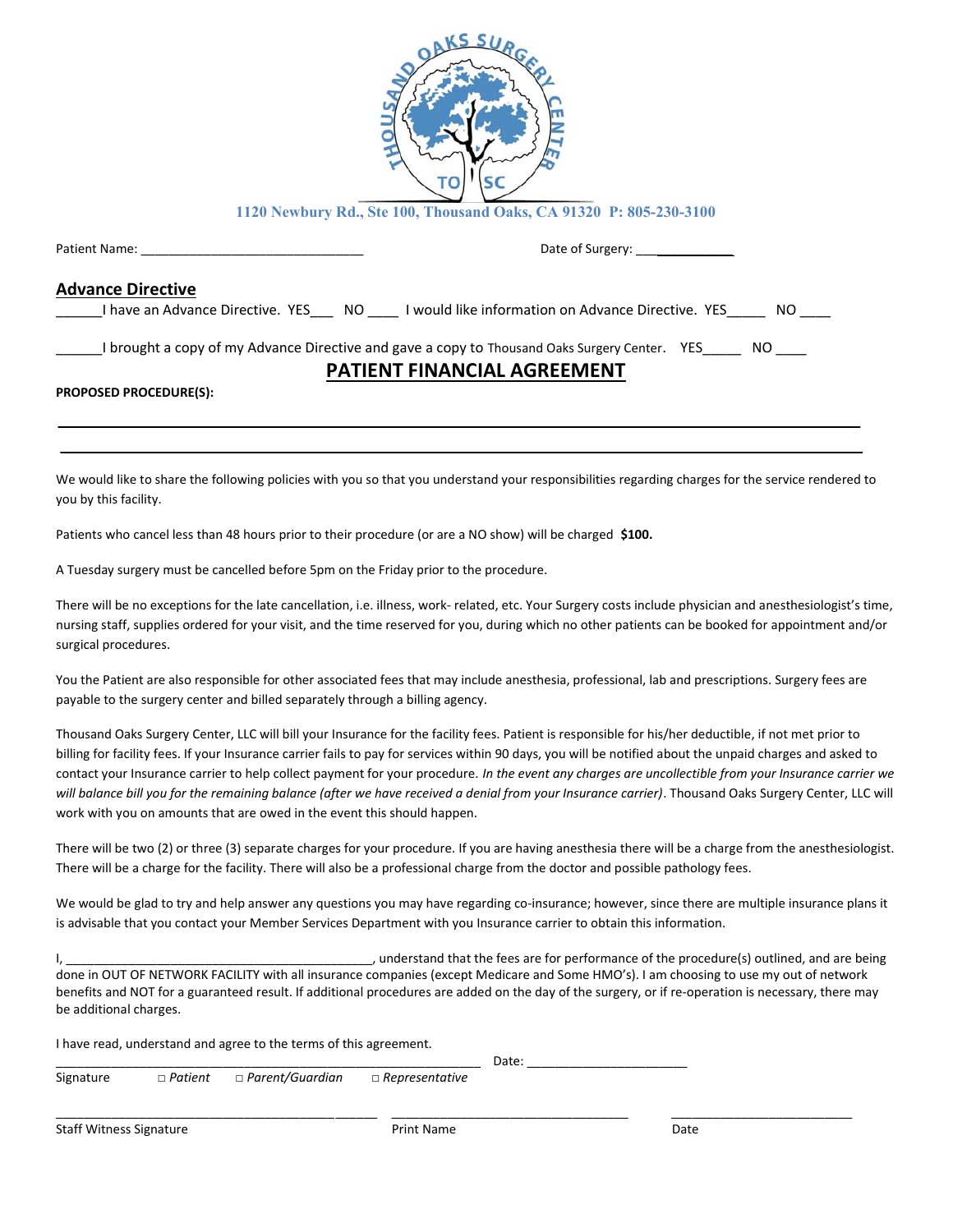1120 Newbury Rd., Ste 100, Thousand Oaks, CA 91320 P: 805-230-3100

Patient Name: ________________________________ Date of Surgery: ____________

## Advance Directive

______I have an Advance Directive. YES___ NO ____ I would like information on Advance Directive. YES_____ NO ____

______I brought a copy of my Advance Directive and gave a copy to Thousand Oaks Surgery Center. YES_____ NO ____

## PATIENT FINANCIAL AGREEMENT

**PROPOSED PROCEDURE(S):**

______________________________________________________________________________

______________________________________________________________________________

We would like to share the following policies with you so that you understand your responsibilities regarding charges for the service rendered to you by this facility.

Patients who cancel less than 48 hours prior to their procedure (or are a NO show) will be charged **$100.**

A Tuesday surgery must be cancelled before 5pm on the Friday prior to the procedure.

There will be no exceptions for the late cancellation, i.e. illness, work- related, etc. Your Surgery costs include physician and anesthesiologist's time, nursing staff, supplies ordered for your visit, and the time reserved for you, during which no other patients can be booked for appointment and/or surgical procedures.

You the Patient are also responsible for other associated fees that may include anesthesia, professional, lab and prescriptions. Surgery fees are payable to the surgery center and billed separately through a billing agency.

Thousand Oaks Surgery Center, LLC will bill your Insurance for the facility fees. Patient is responsible for his/her deductible, if not met prior to billing for facility fees. If your Insurance carrier fails to pay for services within 90 days, you will be notified about the unpaid charges and asked to contact your Insurance carrier to help collect payment for your procedure. *In the event any charges are uncollectible from your Insurance carrier we will balance bill you for the remaining balance (after we have received a denial from your Insurance carrier)*. Thousand Oaks Surgery Center, LLC will work with you on amounts that are owed in the event this should happen.

There will be two (2) or three (3) separate charges for your procedure. If you are having anesthesia there will be a charge from the anesthesiologist. There will be a charge for the facility. There will also be a professional charge from the doctor and possible pathology fees.

We would be glad to try and help answer any questions you may have regarding co-insurance; however, since there are multiple insurance plans it is advisable that you contact your Member Services Department with you Insurance carrier to obtain this information.

I, ____________________________________________, understand that the fees are for performance of the procedure(s) outlined, and are being done in OUT OF NETWORK FACILITY with all insurance companies (except Medicare and Some HMO's). I am choosing to use my out of network benefits and NOT for a guaranteed result. If additional procedures are added on the day of the surgery, or if re-operation is necessary, there may be additional charges.

I have read, understand and agree to the terms of this agreement.

_____________________________________________________________ Date: _______________________

Signature □ *Patient* □ *Parent/Guardian* □ *Representative*

__________________________________________________ __________________________________ __________________________

Staff Witness Signature Print Name Date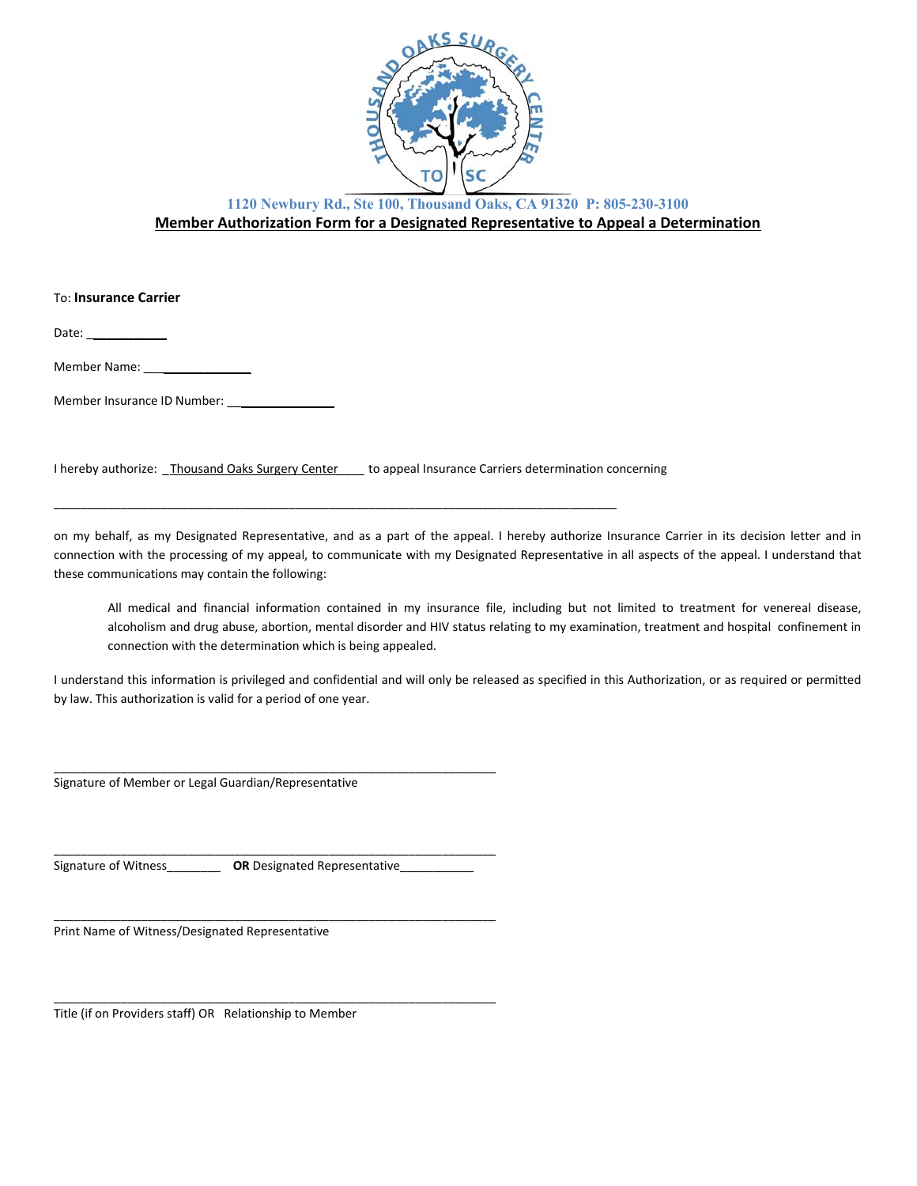1120 Newbury Rd., Ste 100, Thousand Oaks, CA 91320 P: 805-230-3100

## Member Authorization Form for a Designated Representative to Appeal a Determination

To: **Insurance Carrier**

Date: ___________

Member Name: _______________

Member Insurance ID Number: _______________

I hereby authorize: _Thousand Oaks Surgery Center____ to appeal Insurance Carriers determination concerning

_____________________________________________________________________________________

on my behalf, as my Designated Representative, and as a part of the appeal. I hereby authorize Insurance Carrier in its decision letter and in connection with the processing of my appeal, to communicate with my Designated Representative in all aspects of the appeal. I understand that these communications may contain the following:

> All medical and financial information contained in my insurance file, including but not limited to treatment for venereal disease, alcoholism and drug abuse, abortion, mental disorder and HIV status relating to my examination, treatment and hospital confinement in connection with the determination which is being appealed.

I understand this information is privileged and confidential and will only be released as specified in this Authorization, or as required or permitted by law. This authorization is valid for a period of one year.

_____________________________________________________________________

Signature of Member or Legal Guardian/Representative

_____________________________________________________________________

Signature of Witness________ **OR** Designated Representative___________

_____________________________________________________________________

Print Name of Witness/Designated Representative

_____________________________________________________________________

Title (if on Providers staff) OR Relationship to Member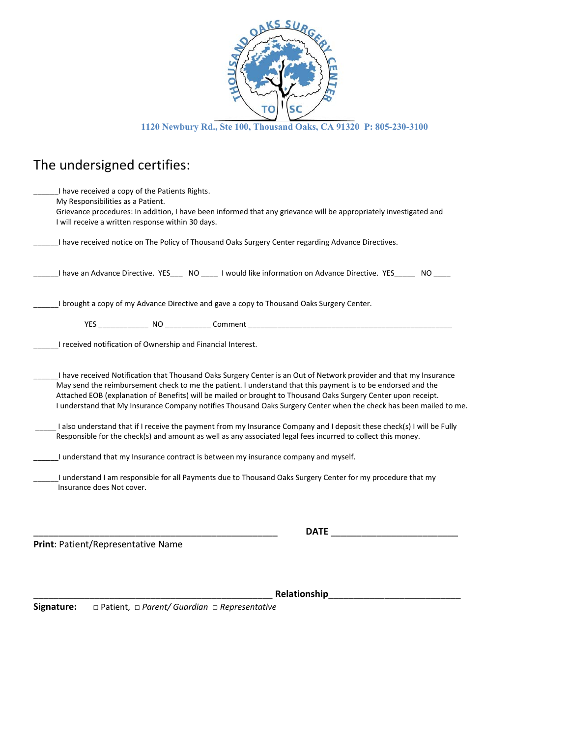THOUSAND OAKS SURGERY CENTER
TO SC

1120 Newbury Rd., Ste 100, Thousand Oaks, CA 91320 P: 805-230-3100

# The undersigned certifies:

______I have received a copy of the Patients Rights.
My Responsibilities as a Patient.
Grievance procedures: In addition, I have been informed that any grievance will be appropriately investigated and I will receive a written response within 30 days.

______I have received notice on The Policy of Thousand Oaks Surgery Center regarding Advance Directives.

______I have an Advance Directive. YES___ NO ____ I would like information on Advance Directive. YES_____ NO ____

______I brought a copy of my Advance Directive and gave a copy to Thousand Oaks Surgery Center.

YES ____________ NO ___________ Comment ___________________________________________________

______I received notification of Ownership and Financial Interest.

______I have received Notification that Thousand Oaks Surgery Center is an Out of Network provider and that my Insurance May send the reimbursement check to me the patient. I understand that this payment is to be endorsed and the Attached EOB (explanation of Benefits) will be mailed or brought to Thousand Oaks Surgery Center upon receipt. I understand that My Insurance Company notifies Thousand Oaks Surgery Center when the check has been mailed to me.

_____ I also understand that if I receive the payment from my Insurance Company and I deposit these check(s) I will be Fully Responsible for the check(s) and amount as well as any associated legal fees incurred to collect this money.

______I understand that my Insurance contract is between my insurance company and myself.

______I understand I am responsible for all Payments due to Thousand Oaks Surgery Center for my procedure that my Insurance does Not cover.

_____________________________________________________ **DATE** ___________________________

**Print**: Patient/Representative Name

____________________________________________________ **Relationship**____________________________

**Signature:** □ Patient, □ *Parent/ Guardian* □ *Representative*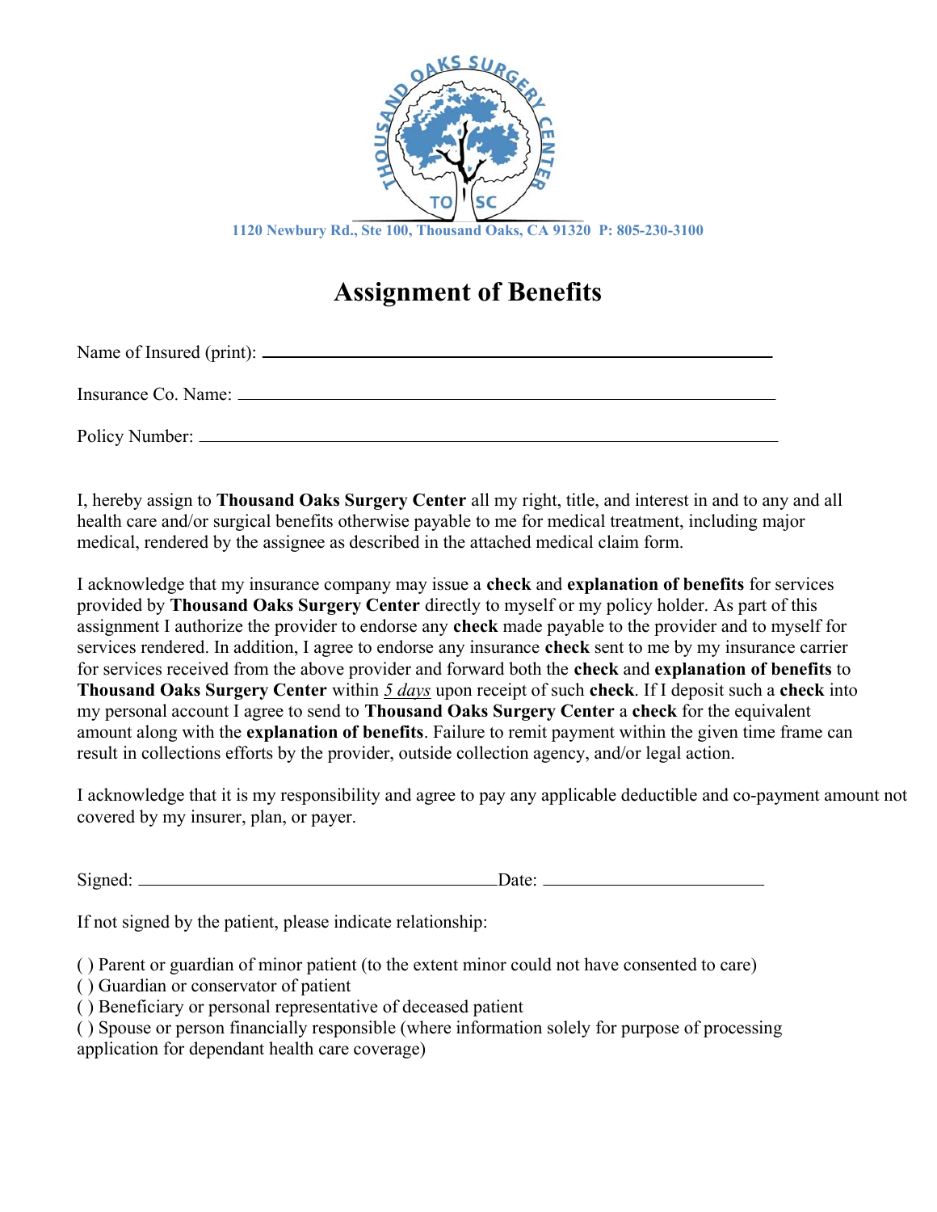1120 Newbury Rd., Ste 100, Thousand Oaks, CA 91320 P: 805-230-3100

# Assignment of Benefits

Name of Insured (print): ______________________________________________

Insurance Co. Name: ______________________________________________

Policy Number: ______________________________________________

I, hereby assign to **Thousand Oaks Surgery Center** all my right, title, and interest in and to any and all health care and/or surgical benefits otherwise payable to me for medical treatment, including major medical, rendered by the assignee as described in the attached medical claim form.

I acknowledge that my insurance company may issue a **check** and **explanation of benefits** for services provided by **Thousand Oaks Surgery Center** directly to myself or my policy holder. As part of this assignment I authorize the provider to endorse any **check** made payable to the provider and to myself for services rendered. In addition, I agree to endorse any insurance **check** sent to me by my insurance carrier for services received from the above provider and forward both the **check** and **explanation of benefits** to **Thousand Oaks Surgery Center** within *5 days* upon receipt of such **check**. If I deposit such a **check** into my personal account I agree to send to **Thousand Oaks Surgery Center** a **check** for the equivalent amount along with the **explanation of benefits**. Failure to remit payment within the given time frame can result in collections efforts by the provider, outside collection agency, and/or legal action.

I acknowledge that it is my responsibility and agree to pay any applicable deductible and co-payment amount not covered by my insurer, plan, or payer.

Signed: ______________________________ Date: ____________________

If not signed by the patient, please indicate relationship:

( ) Parent or guardian of minor patient (to the extent minor could not have consented to care)
( ) Guardian or conservator of patient
( ) Beneficiary or personal representative of deceased patient
( ) Spouse or person financially responsible (where information solely for purpose of processing application for dependant health care coverage)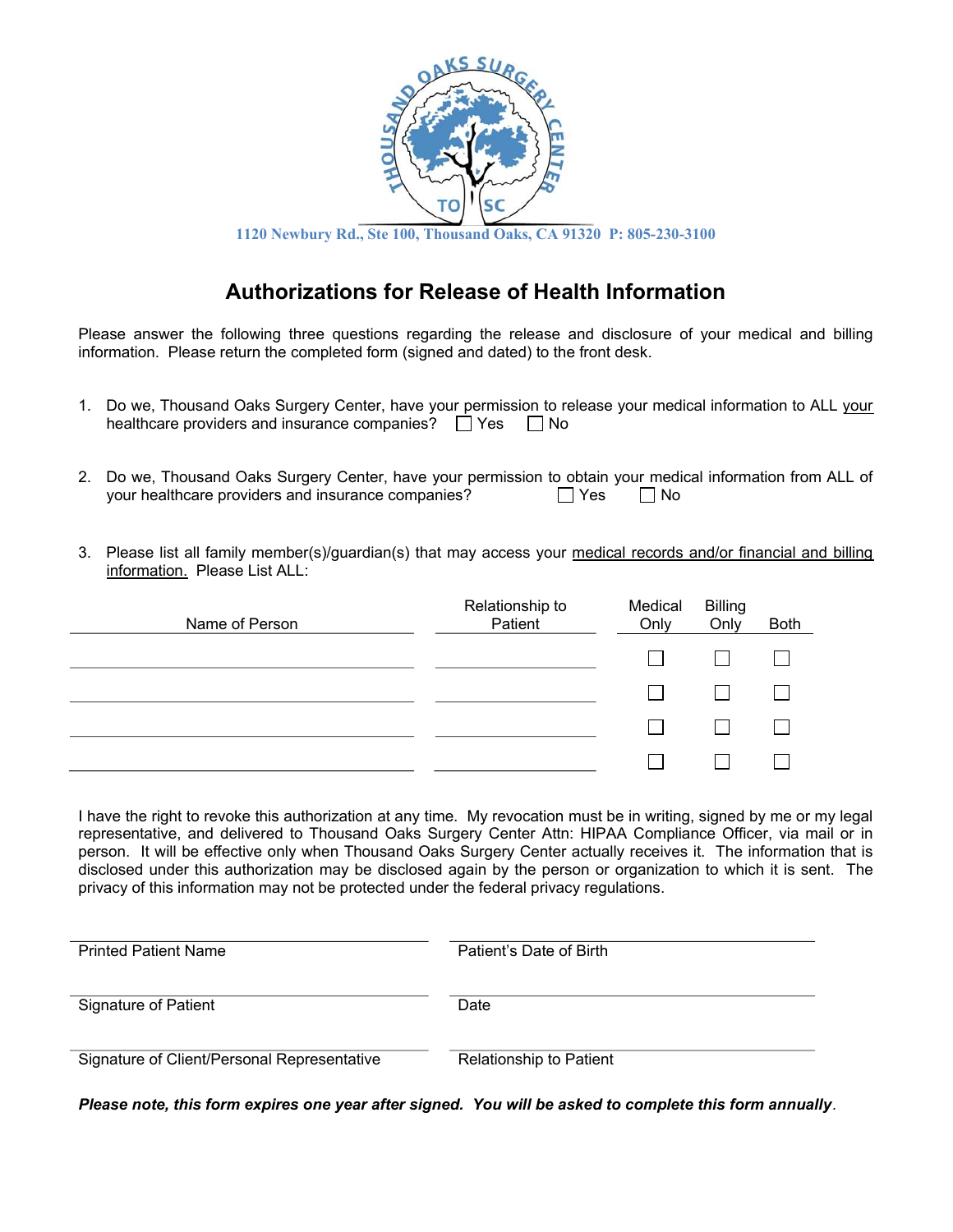THOUSAND OAKS SURGERY CENTER

TO SC

1120 Newbury Rd., Ste 100, Thousand Oaks, CA 91320 P: 805-230-3100

# Authorizations for Release of Health Information

Please answer the following three questions regarding the release and disclosure of your medical and billing information. Please return the completed form (signed and dated) to the front desk.

1. Do we, Thousand Oaks Surgery Center, have your permission to release your medical information to ALL your healthcare providers and insurance companies? ☐ Yes ☐ No

2. Do we, Thousand Oaks Surgery Center, have your permission to obtain your medical information from ALL of your healthcare providers and insurance companies? ☐ Yes ☐ No

3. Please list all family member(s)/guardian(s) that may access your medical records and/or financial and billing information. Please List ALL:

| Name of Person | Relationship to Patient | Medical Only | Billing Only | Both |
|---|---|---|---|---|
| | | ☐ | ☐ | ☐ |
| | | ☐ | ☐ | ☐ |
| | | ☐ | ☐ | ☐ |
| | | ☐ | ☐ | ☐ |

I have the right to revoke this authorization at any time. My revocation must be in writing, signed by me or my legal representative, and delivered to Thousand Oaks Surgery Center Attn: HIPAA Compliance Officer, via mail or in person. It will be effective only when Thousand Oaks Surgery Center actually receives it. The information that is disclosed under this authorization may be disclosed again by the person or organization to which it is sent. The privacy of this information may not be protected under the federal privacy regulations.

| | |
|---|---|
| Printed Patient Name | Patient's Date of Birth |
| Signature of Patient | Date |
| Signature of Client/Personal Representative | Relationship to Patient |

***Please note, this form expires one year after signed. You will be asked to complete this form annually***.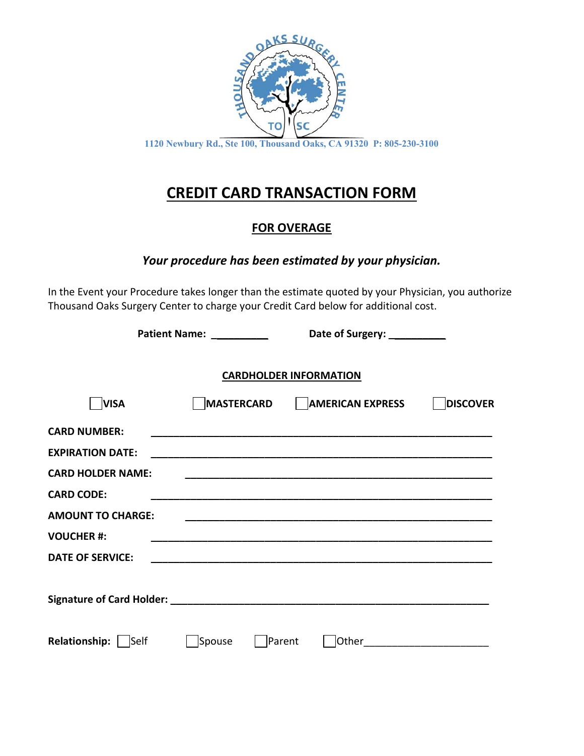THOUSAND OAKS SURGERY CENTER

TO SC

1120 Newbury Rd., Ste 100, Thousand Oaks, CA 91320 P: 805-230-3100

# CREDIT CARD TRANSACTION FORM

## FOR OVERAGE

***Your procedure has been estimated by your physician.***

In the Event your Procedure takes longer than the estimate quoted by your Physician, you authorize Thousand Oaks Surgery Center to charge your Credit Card below for additional cost.

**Patient Name:** __________ **Date of Surgery:** __________

**CARDHOLDER INFORMATION**

☐ **VISA** ☐ **MASTERCARD** ☐ **AMERICAN EXPRESS** ☐ **DISCOVER**

**CARD NUMBER:** ____________________________________________

**EXPIRATION DATE:** ____________________________________________

**CARD HOLDER NAME:** ____________________________________________

**CARD CODE:** ____________________________________________

**AMOUNT TO CHARGE:** ____________________________________________

**VOUCHER #:** ____________________________________________

**DATE OF SERVICE:** ____________________________________________

**Signature of Card Holder:** ____________________________________________

**Relationship:** ☐ Self ☐ Spouse ☐ Parent ☐ Other______________________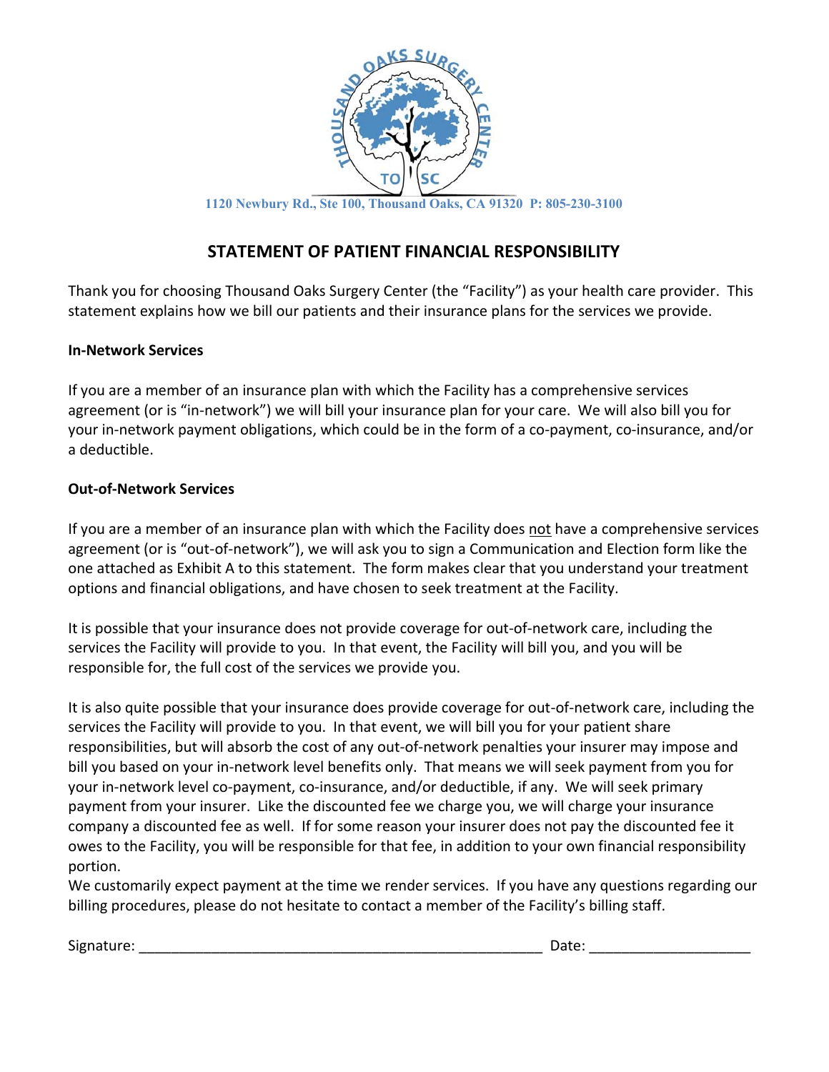1120 Newbury Rd., Ste 100, Thousand Oaks, CA 91320 P: 805-230-3100

# STATEMENT OF PATIENT FINANCIAL RESPONSIBILITY

Thank you for choosing Thousand Oaks Surgery Center (the "Facility") as your health care provider. This statement explains how we bill our patients and their insurance plans for the services we provide.

**In-Network Services**

If you are a member of an insurance plan with which the Facility has a comprehensive services agreement (or is "in-network") we will bill your insurance plan for your care. We will also bill you for your in-network payment obligations, which could be in the form of a co-payment, co-insurance, and/or a deductible.

**Out-of-Network Services**

If you are a member of an insurance plan with which the Facility does not have a comprehensive services agreement (or is "out-of-network"), we will ask you to sign a Communication and Election form like the one attached as Exhibit A to this statement. The form makes clear that you understand your treatment options and financial obligations, and have chosen to seek treatment at the Facility.

It is possible that your insurance does not provide coverage for out-of-network care, including the services the Facility will provide to you. In that event, the Facility will bill you, and you will be responsible for, the full cost of the services we provide you.

It is also quite possible that your insurance does provide coverage for out-of-network care, including the services the Facility will provide to you. In that event, we will bill you for your patient share responsibilities, but will absorb the cost of any out-of-network penalties your insurer may impose and bill you based on your in-network level benefits only. That means we will seek payment from you for your in-network level co-payment, co-insurance, and/or deductible, if any. We will seek primary payment from your insurer. Like the discounted fee we charge you, we will charge your insurance company a discounted fee as well. If for some reason your insurer does not pay the discounted fee it owes to the Facility, you will be responsible for that fee, in addition to your own financial responsibility portion.
We customarily expect payment at the time we render services. If you have any questions regarding our billing procedures, please do not hesitate to contact a member of the Facility's billing staff.

Signature: ____________________________________________________ Date: ____________________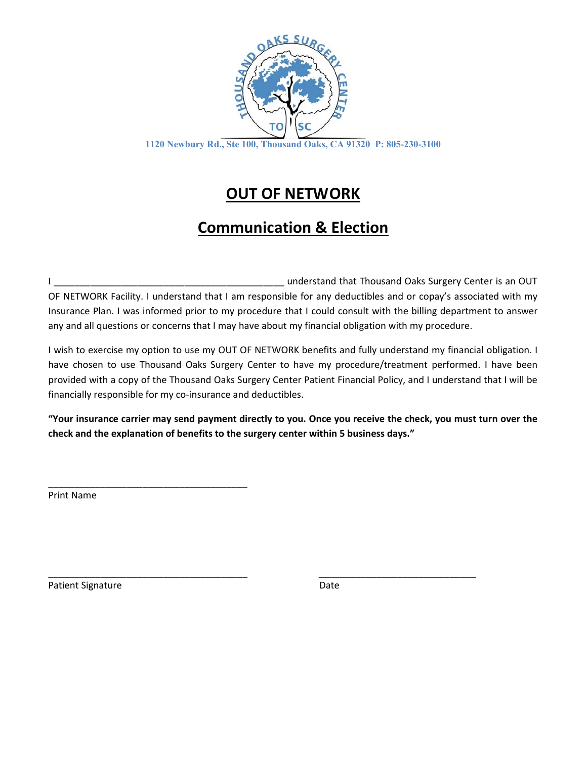1120 Newbury Rd., Ste 100, Thousand Oaks, CA 91320 P: 805-230-3100

# OUT OF NETWORK

## Communication & Election

I ____________________________________________ understand that Thousand Oaks Surgery Center is an OUT OF NETWORK Facility. I understand that I am responsible for any deductibles and or copay's associated with my Insurance Plan. I was informed prior to my procedure that I could consult with the billing department to answer any and all questions or concerns that I may have about my financial obligation with my procedure.

I wish to exercise my option to use my OUT OF NETWORK benefits and fully understand my financial obligation. I have chosen to use Thousand Oaks Surgery Center to have my procedure/treatment performed. I have been provided with a copy of the Thousand Oaks Surgery Center Patient Financial Policy, and I understand that I will be financially responsible for my co-insurance and deductibles.

**"Your insurance carrier may send payment directly to you. Once you receive the check, you must turn over the check and the explanation of benefits to the surgery center within 5 business days."**

______________________________________
Print Name

______________________________________ ______________________________
Patient Signature Date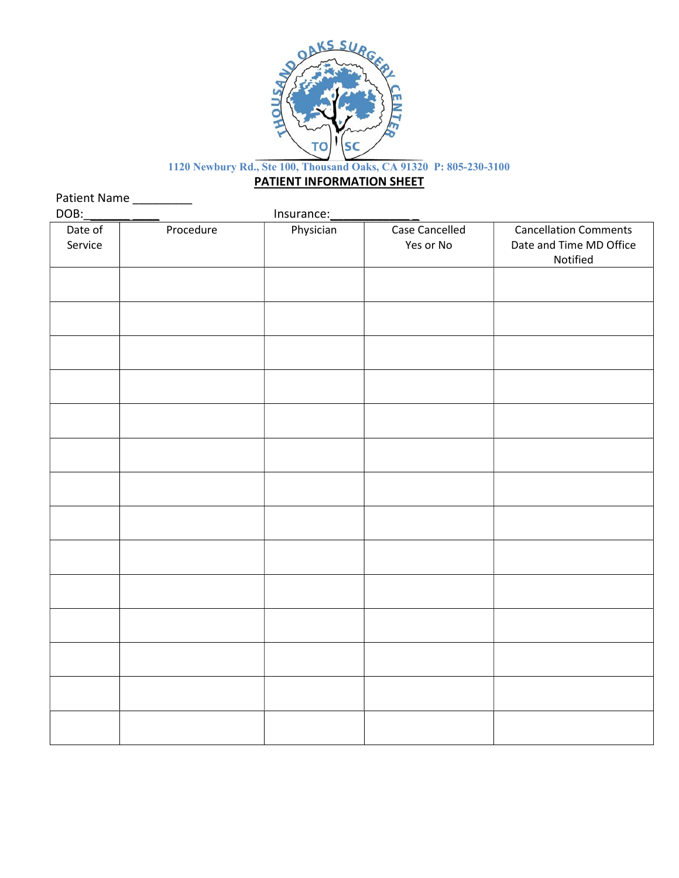THOUSAND OAKS SURGERY CENTER

TO SC

1120 Newbury Rd., Ste 100, Thousand Oaks, CA 91320 P: 805-230-3100

**PATIENT INFORMATION SHEET**

Patient Name _________

DOB:_______ ____ Insurance:____________ _

| Date of Service | Procedure | Physician | Case Cancelled Yes or No | Cancellation Comments Date and Time MD Office Notified |
|---|---|---|---|---|
| | | | | |
| | | | | |
| | | | | |
| | | | | |
| | | | | |
| | | | | |
| | | | | |
| | | | | |
| | | | | |
| | | | | |
| | | | | |
| | | | | |
| | | | | |
| | | | | |